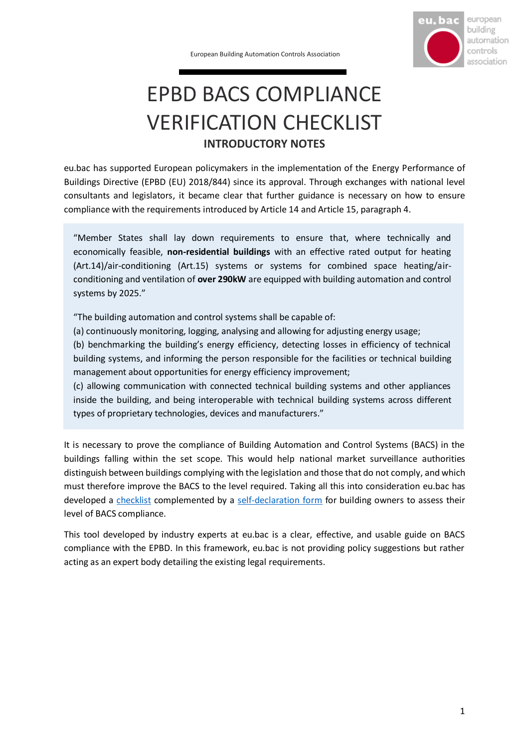European Building Automation Controls Association

# EPBD BACS COMPLIANCE VERIFICATION CHECKLIST

## INTRODUCTORY NOTES

eu.bac has supported European policymakers in the implementation of the Energy Performance of Buildings Directive (EPBD (EU) 2018/844) since its approval. Through exchanges with national level consultants and legislators, it became clear that further guidance is necessary on how to ensure compliance with the requirements introduced by Article 14 and Article 15, paragraph 4.

> "Member States shall lay down requirements to ensure that, where technically and economically feasible, **non-residential buildings** with an effective rated output for heating (Art.14)/air-conditioning (Art.15) systems or systems for combined space heating/air-conditioning and ventilation of **over 290kW** are equipped with building automation and control systems by 2025."
>
> "The building automation and control systems shall be capable of:
> (a) continuously monitoring, logging, analysing and allowing for adjusting energy usage;
> (b) benchmarking the building's energy efficiency, detecting losses in efficiency of technical building systems, and informing the person responsible for the facilities or technical building management about opportunities for energy efficiency improvement;
> (c) allowing communication with connected technical building systems and other appliances inside the building, and being interoperable with technical building systems across different types of proprietary technologies, devices and manufacturers."

It is necessary to prove the compliance of Building Automation and Control Systems (BACS) in the buildings falling within the set scope. This would help national market surveillance authorities distinguish between buildings complying with the legislation and those that do not comply, and which must therefore improve the BACS to the level required. Taking all this into consideration eu.bac has developed a checklist complemented by a self-declaration form for building owners to assess their level of BACS compliance.

This tool developed by industry experts at eu.bac is a clear, effective, and usable guide on BACS compliance with the EPBD. In this framework, eu.bac is not providing policy suggestions but rather acting as an expert body detailing the existing legal requirements.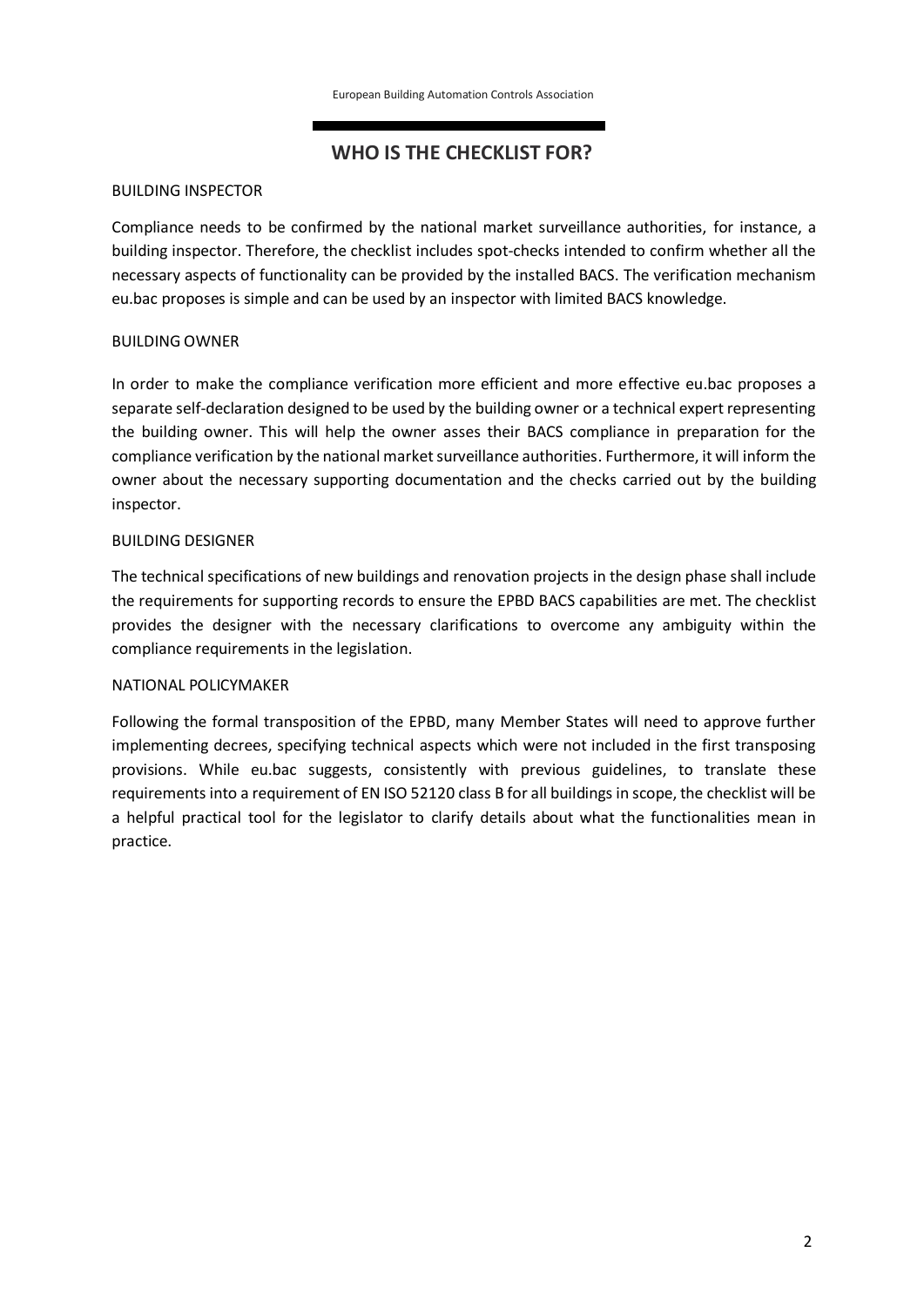## WHO IS THE CHECKLIST FOR?

### BUILDING INSPECTOR

Compliance needs to be confirmed by the national market surveillance authorities, for instance, a building inspector. Therefore, the checklist includes spot-checks intended to confirm whether all the necessary aspects of functionality can be provided by the installed BACS. The verification mechanism eu.bac proposes is simple and can be used by an inspector with limited BACS knowledge.

### BUILDING OWNER

In order to make the compliance verification more efficient and more effective eu.bac proposes a separate self-declaration designed to be used by the building owner or a technical expert representing the building owner. This will help the owner asses their BACS compliance in preparation for the compliance verification by the national market surveillance authorities. Furthermore, it will inform the owner about the necessary supporting documentation and the checks carried out by the building inspector.

### BUILDING DESIGNER

The technical specifications of new buildings and renovation projects in the design phase shall include the requirements for supporting records to ensure the EPBD BACS capabilities are met. The checklist provides the designer with the necessary clarifications to overcome any ambiguity within the compliance requirements in the legislation.

### NATIONAL POLICYMAKER

Following the formal transposition of the EPBD, many Member States will need to approve further implementing decrees, specifying technical aspects which were not included in the first transposing provisions. While eu.bac suggests, consistently with previous guidelines, to translate these requirements into a requirement of EN ISO 52120 class B for all buildings in scope, the checklist will be a helpful practical tool for the legislator to clarify details about what the functionalities mean in practice.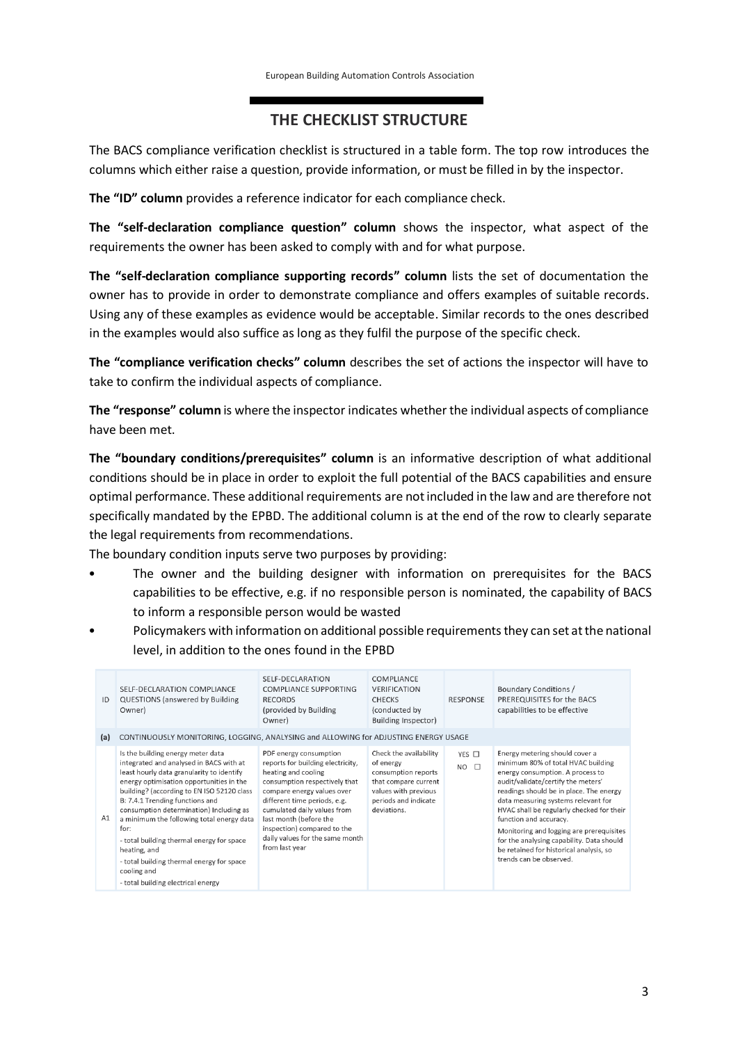## THE CHECKLIST STRUCTURE

The BACS compliance verification checklist is structured in a table form. The top row introduces the columns which either raise a question, provide information, or must be filled in by the inspector.

**The "ID" column** provides a reference indicator for each compliance check.

**The "self-declaration compliance question" column** shows the inspector, what aspect of the requirements the owner has been asked to comply with and for what purpose.

**The "self-declaration compliance supporting records" column** lists the set of documentation the owner has to provide in order to demonstrate compliance and offers examples of suitable records. Using any of these examples as evidence would be acceptable. Similar records to the ones described in the examples would also suffice as long as they fulfil the purpose of the specific check.

**The "compliance verification checks" column** describes the set of actions the inspector will have to take to confirm the individual aspects of compliance.

**The "response" column** is where the inspector indicates whether the individual aspects of compliance have been met.

**The "boundary conditions/prerequisites" column** is an informative description of what additional conditions should be in place in order to exploit the full potential of the BACS capabilities and ensure optimal performance. These additional requirements are not included in the law and are therefore not specifically mandated by the EPBD. The additional column is at the end of the row to clearly separate the legal requirements from recommendations.

The boundary condition inputs serve two purposes by providing:

- The owner and the building designer with information on prerequisites for the BACS capabilities to be effective, e.g. if no responsible person is nominated, the capability of BACS to inform a responsible person would be wasted
- Policymakers with information on additional possible requirements they can set at the national level, in addition to the ones found in the EPBD

| ID | SELF-DECLARATION COMPLIANCE QUESTIONS (answered by Building Owner) | SELF-DECLARATION COMPLIANCE SUPPORTING RECORDS (provided by Building Owner) | COMPLIANCE VERIFICATION CHECKS (conducted by Building Inspector) | RESPONSE | Boundary Conditions / PREREQUISITES for the BACS capabilities to be effective |
|---|---|---|---|---|---|
| **(a)** | CONTINUOUSLY MONITORING, LOGGING, ANALYSING and ALLOWING for ADJUSTING ENERGY USAGE | | | | |
| A1 | Is the building energy meter data integrated and analysed in BACS with at least hourly data granularity to identify energy optimisation opportunities in the building? (according to EN ISO 52120 class B: 7.4.1 Trending functions and consumption determination) Including as a minimum the following total energy data for:<br>- total building thermal energy for space heating, and<br>- total building thermal energy for space cooling and<br>- total building electrical energy | PDF energy consumption reports for building electricity, heating and cooling consumption respectively that compare energy values over different time periods, e.g. cumulated daily values from last month (before the inspection) compared to the daily values for the same month from last year | Check the availability of energy consumption reports that compare current values with previous periods and indicate deviations. | YES ☐<br>NO ☐ | Energy metering should cover a minimum 80% of total HVAC building energy consumption. A process to audit/validate/certify the meters' readings should be in place. The energy data measuring systems relevant for HVAC shall be regularly checked for their function and accuracy.<br>Monitoring and logging are prerequisites for the analysing capability. Data should be retained for historical analysis, so trends can be observed. |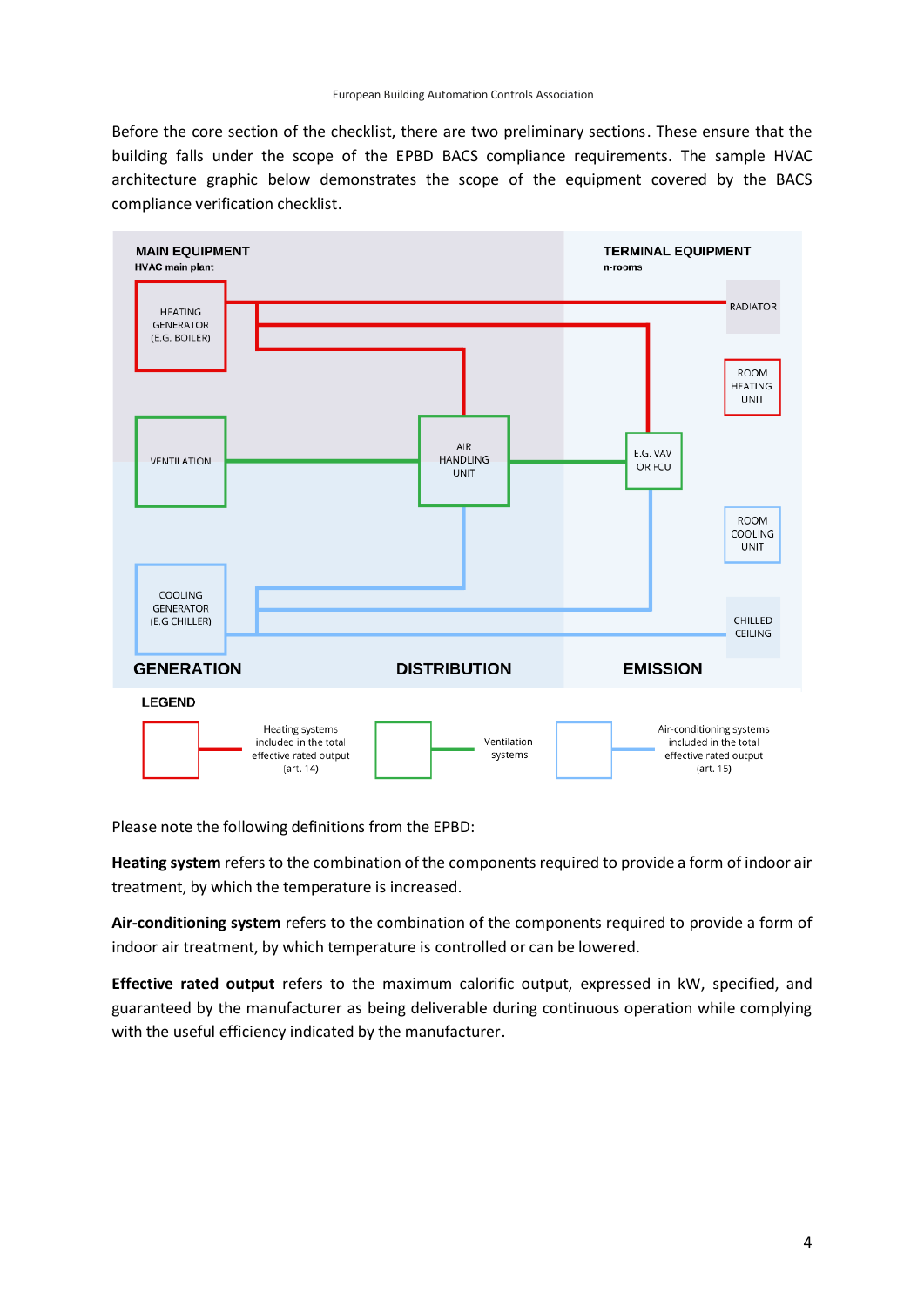Before the core section of the checklist, there are two preliminary sections. These ensure that the building falls under the scope of the EPBD BACS compliance requirements. The sample HVAC architecture graphic below demonstrates the scope of the equipment covered by the BACS compliance verification checklist.

MAIN EQUIPMENT
HVAC main plant

TERMINAL EQUIPMENT
n-rooms

HEATING GENERATOR (E.G. BOILER)

RADIATOR

ROOM HEATING UNIT

VENTILATION

AIR HANDLING UNIT

E.G. VAV OR FCU

ROOM COOLING UNIT

COOLING GENERATOR (E.G CHILLER)

CHILLED CEILING

GENERATION

DISTRIBUTION

EMISSION

LEGEND

Heating systems included in the total effective rated output (art. 14)

Ventilation systems

Air-conditioning systems included in the total effective rated output (art. 15)

Please note the following definitions from the EPBD:

**Heating system** refers to the combination of the components required to provide a form of indoor air treatment, by which the temperature is increased.

**Air-conditioning system** refers to the combination of the components required to provide a form of indoor air treatment, by which temperature is controlled or can be lowered.

**Effective rated output** refers to the maximum calorific output, expressed in kW, specified, and guaranteed by the manufacturer as being deliverable during continuous operation while complying with the useful efficiency indicated by the manufacturer.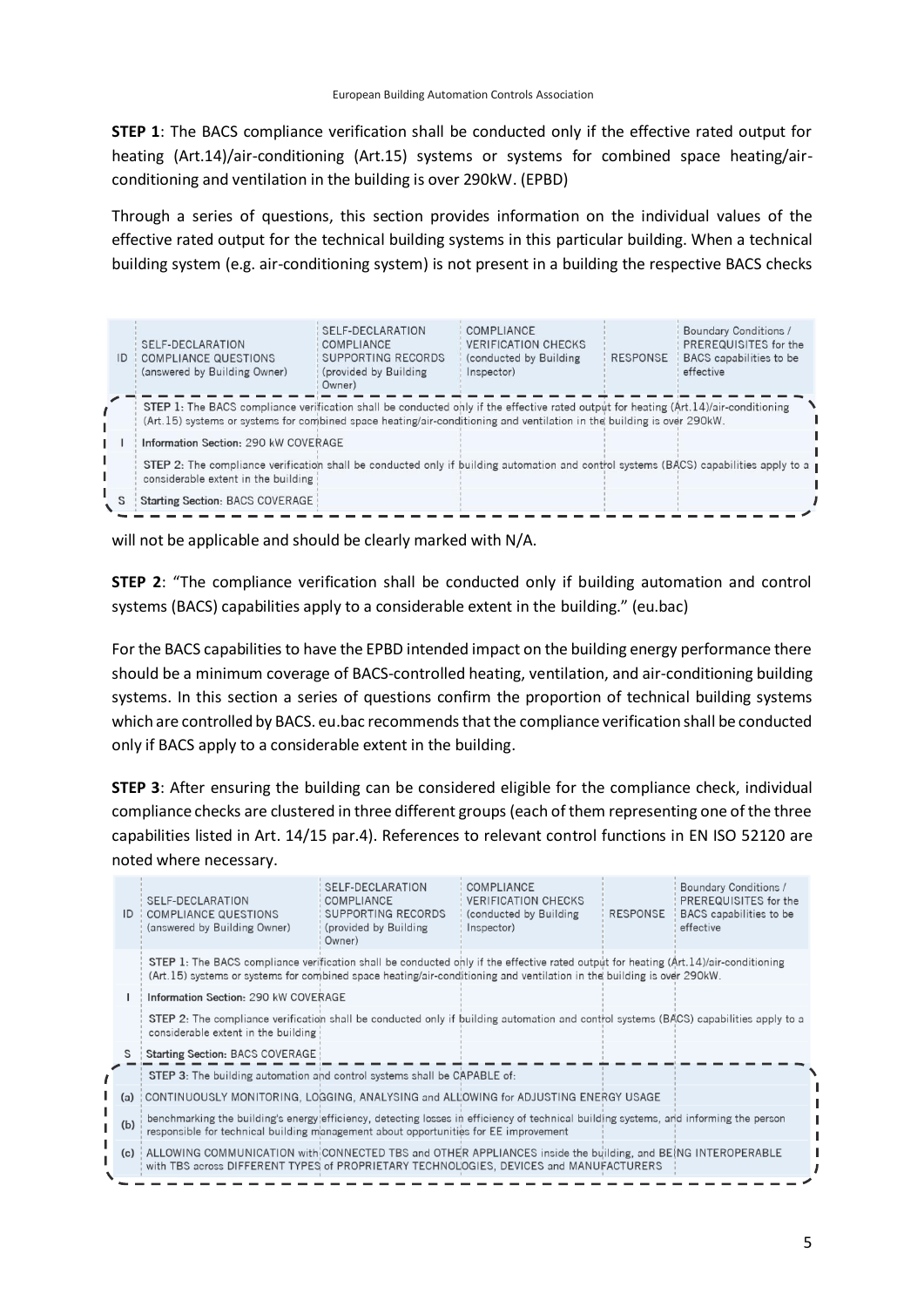**STEP 1**: The BACS compliance verification shall be conducted only if the effective rated output for heating (Art.14)/air-conditioning (Art.15) systems or systems for combined space heating/air-conditioning and ventilation in the building is over 290kW. (EPBD)

Through a series of questions, this section provides information on the individual values of the effective rated output for the technical building systems in this particular building. When a technical building system (e.g. air-conditioning system) is not present in a building the respective BACS checks

| ID | SELF-DECLARATION COMPLIANCE QUESTIONS (answered by Building Owner) | SELF-DECLARATION COMPLIANCE SUPPORTING RECORDS (provided by Building Owner) | COMPLIANCE VERIFICATION CHECKS (conducted by Building Inspector) | RESPONSE | Boundary Conditions / PREREQUISITES for the BACS capabilities to be effective |
|---|---|---|---|---|---|
| | STEP 1: The BACS compliance verification shall be conducted only if the effective rated output for heating (Art.14)/air-conditioning (Art.15) systems or systems for combined space heating/air-conditioning and ventilation in the building is over 290kW. | | | | |
| I | Information Section: 290 kW COVERAGE | | | | |
| | STEP 2: The compliance verification shall be conducted only if building automation and control systems (BACS) capabilities apply to a considerable extent in the building | | | | |
| S | Starting Section: BACS COVERAGE | | | | |

will not be applicable and should be clearly marked with N/A.

**STEP 2**: "The compliance verification shall be conducted only if building automation and control systems (BACS) capabilities apply to a considerable extent in the building." (eu.bac)

For the BACS capabilities to have the EPBD intended impact on the building energy performance there should be a minimum coverage of BACS-controlled heating, ventilation, and air-conditioning building systems. In this section a series of questions confirm the proportion of technical building systems which are controlled by BACS. eu.bac recommends that the compliance verification shall be conducted only if BACS apply to a considerable extent in the building.

**STEP 3**: After ensuring the building can be considered eligible for the compliance check, individual compliance checks are clustered in three different groups (each of them representing one of the three capabilities listed in Art. 14/15 par.4). References to relevant control functions in EN ISO 52120 are noted where necessary.

| ID | SELF-DECLARATION COMPLIANCE QUESTIONS (answered by Building Owner) | SELF-DECLARATION COMPLIANCE SUPPORTING RECORDS (provided by Building Owner) | COMPLIANCE VERIFICATION CHECKS (conducted by Building Inspector) | RESPONSE | Boundary Conditions / PREREQUISITES for the BACS capabilities to be effective |
|---|---|---|---|---|---|
| | STEP 1: The BACS compliance verification shall be conducted only if the effective rated output for heating (Art.14)/air-conditioning (Art.15) systems or systems for combined space heating/air-conditioning and ventilation in the building is over 290kW. | | | | |
| I | Information Section: 290 kW COVERAGE | | | | |
| | STEP 2: The compliance verification shall be conducted only if building automation and control systems (BACS) capabilities apply to a considerable extent in the building | | | | |
| S | Starting Section: BACS COVERAGE | | | | |
| | STEP 3: The building automation and control systems shall be CAPABLE of: | | | | |
| (a) | CONTINUOUSLY MONITORING, LOGGING, ANALYSING and ALLOWING for ADJUSTING ENERGY USAGE | | | | |
| (b) | benchmarking the building's energy efficiency, detecting losses in efficiency of technical building systems, and informing the person responsible for technical building management about opportunities for EE improvement | | | | |
| (c) | ALLOWING COMMUNICATION with CONNECTED TBS and OTHER APPLIANCES inside the building, and BEING INTEROPERABLE with TBS across DIFFERENT TYPES of PROPRIETARY TECHNOLOGIES, DEVICES and MANUFACTURERS | | | | |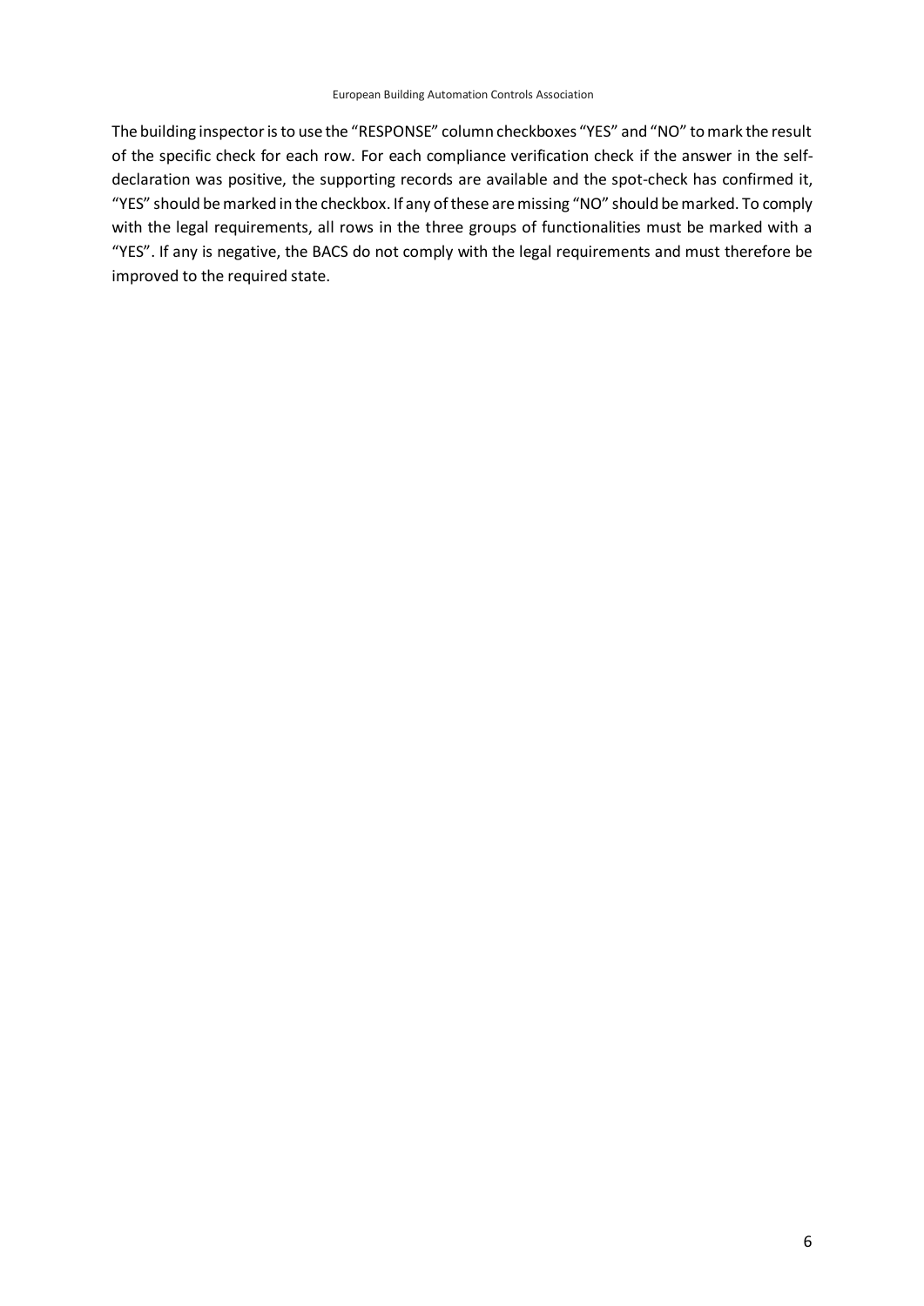The building inspector is to use the "RESPONSE" column checkboxes "YES" and "NO" to mark the result of the specific check for each row. For each compliance verification check if the answer in the self-declaration was positive, the supporting records are available and the spot-check has confirmed it, "YES" should be marked in the checkbox. If any of these are missing "NO" should be marked. To comply with the legal requirements, all rows in the three groups of functionalities must be marked with a "YES". If any is negative, the BACS do not comply with the legal requirements and must therefore be improved to the required state.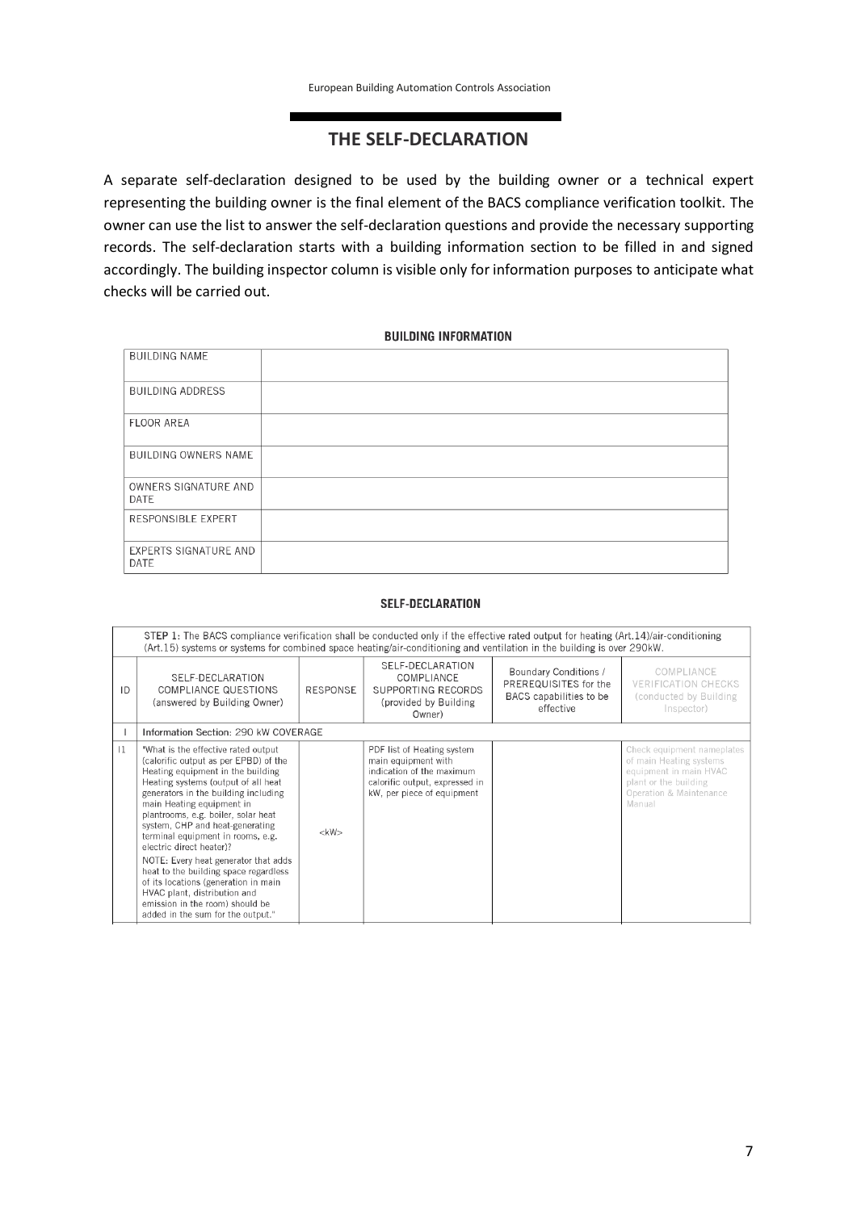## THE SELF-DECLARATION

A separate self-declaration designed to be used by the building owner or a technical expert representing the building owner is the final element of the BACS compliance verification toolkit. The owner can use the list to answer the self-declaration questions and provide the necessary supporting records. The self-declaration starts with a building information section to be filled in and signed accordingly. The building inspector column is visible only for information purposes to anticipate what checks will be carried out.

**BUILDING INFORMATION**

| | |
|---|---|
| BUILDING NAME | |
| BUILDING ADDRESS | |
| FLOOR AREA | |
| BUILDING OWNERS NAME | |
| OWNERS SIGNATURE AND DATE | |
| RESPONSIBLE EXPERT | |
| EXPERTS SIGNATURE AND DATE | |

**SELF-DECLARATION**

STEP 1: The BACS compliance verification shall be conducted only if the effective rated output for heating (Art.14)/air-conditioning (Art.15) systems or systems for combined space heating/air-conditioning and ventilation in the building is over 290kW.

| ID | SELF-DECLARATION COMPLIANCE QUESTIONS (answered by Building Owner) | RESPONSE | SELF-DECLARATION COMPLIANCE SUPPORTING RECORDS (provided by Building Owner) | Boundary Conditions / PREREQUISITES for the BACS capabilities to be effective | COMPLIANCE VERIFICATION CHECKS (conducted by Building Inspector) |
|---|---|---|---|---|---|
| I | Information Section: 290 kW COVERAGE | | | | |
| I1 | "What is the effective rated output (calorific output as per EPBD) of the Heating equipment in the building Heating systems (output of all heat generators in the building including main Heating equipment in plantrooms, e.g. boiler, solar heat system, CHP and heat-generating terminal equipment in rooms, e.g. electric direct heater)?<br>NOTE: Every heat generator that adds heat to the building space regardless of its locations (generation in main HVAC plant, distribution and emission in the room) should be added in the sum for the output." | <kW> | PDF list of Heating system main equipment with indication of the maximum calorific output, expressed in kW, per piece of equipment | | Check equipment nameplates of main Heating systems equipment in main HVAC plant or the building Operation & Maintenance Manual |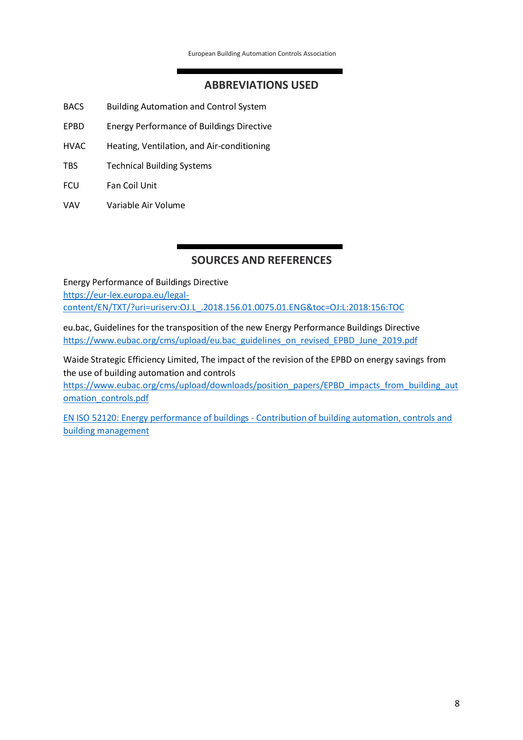## ABBREVIATIONS USED

| | |
|---|---|
| BACS | Building Automation and Control System |
| EPBD | Energy Performance of Buildings Directive |
| HVAC | Heating, Ventilation, and Air-conditioning |
| TBS | Technical Building Systems |
| FCU | Fan Coil Unit |
| VAV | Variable Air Volume |

## SOURCES AND REFERENCES

Energy Performance of Buildings Directive
https://eur-lex.europa.eu/legal-content/EN/TXT/?uri=uriserv:OJ.L_.2018.156.01.0075.01.ENG&toc=OJ:L:2018:156:TOC

eu.bac, Guidelines for the transposition of the new Energy Performance Buildings Directive
https://www.eubac.org/cms/upload/eu.bac_guidelines_on_revised_EPBD_June_2019.pdf

Waide Strategic Efficiency Limited, The impact of the revision of the EPBD on energy savings from the use of building automation and controls
https://www.eubac.org/cms/upload/downloads/position_papers/EPBD_impacts_from_building_automation_controls.pdf

EN ISO 52120: Energy performance of buildings - Contribution of building automation, controls and building management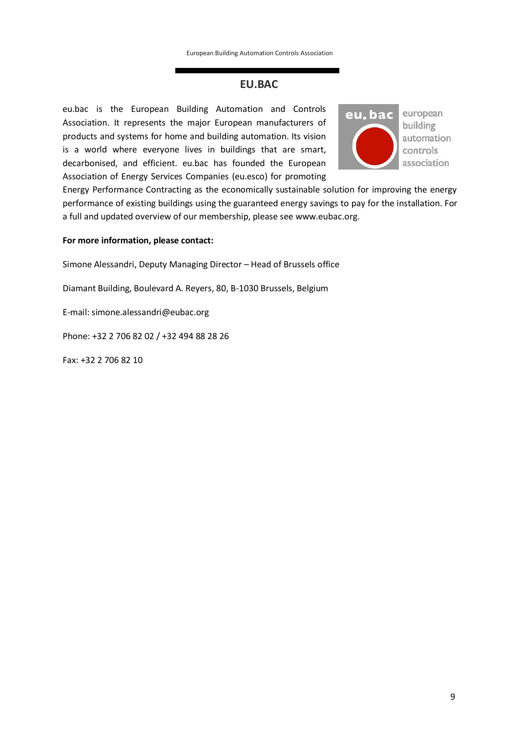## EU.BAC

eu.bac is the European Building Automation and Controls Association. It represents the major European manufacturers of products and systems for home and building automation. Its vision is a world where everyone lives in buildings that are smart, decarbonised, and efficient. eu.bac has founded the European Association of Energy Services Companies (eu.esco) for promoting Energy Performance Contracting as the economically sustainable solution for improving the energy performance of existing buildings using the guaranteed energy savings to pay for the installation. For a full and updated overview of our membership, please see www.eubac.org.

**For more information, please contact:**

Simone Alessandri, Deputy Managing Director – Head of Brussels office

Diamant Building, Boulevard A. Reyers, 80, B-1030 Brussels, Belgium

E-mail: simone.alessandri@eubac.org

Phone: +32 2 706 82 02 / +32 494 88 28 26

Fax: +32 2 706 82 10